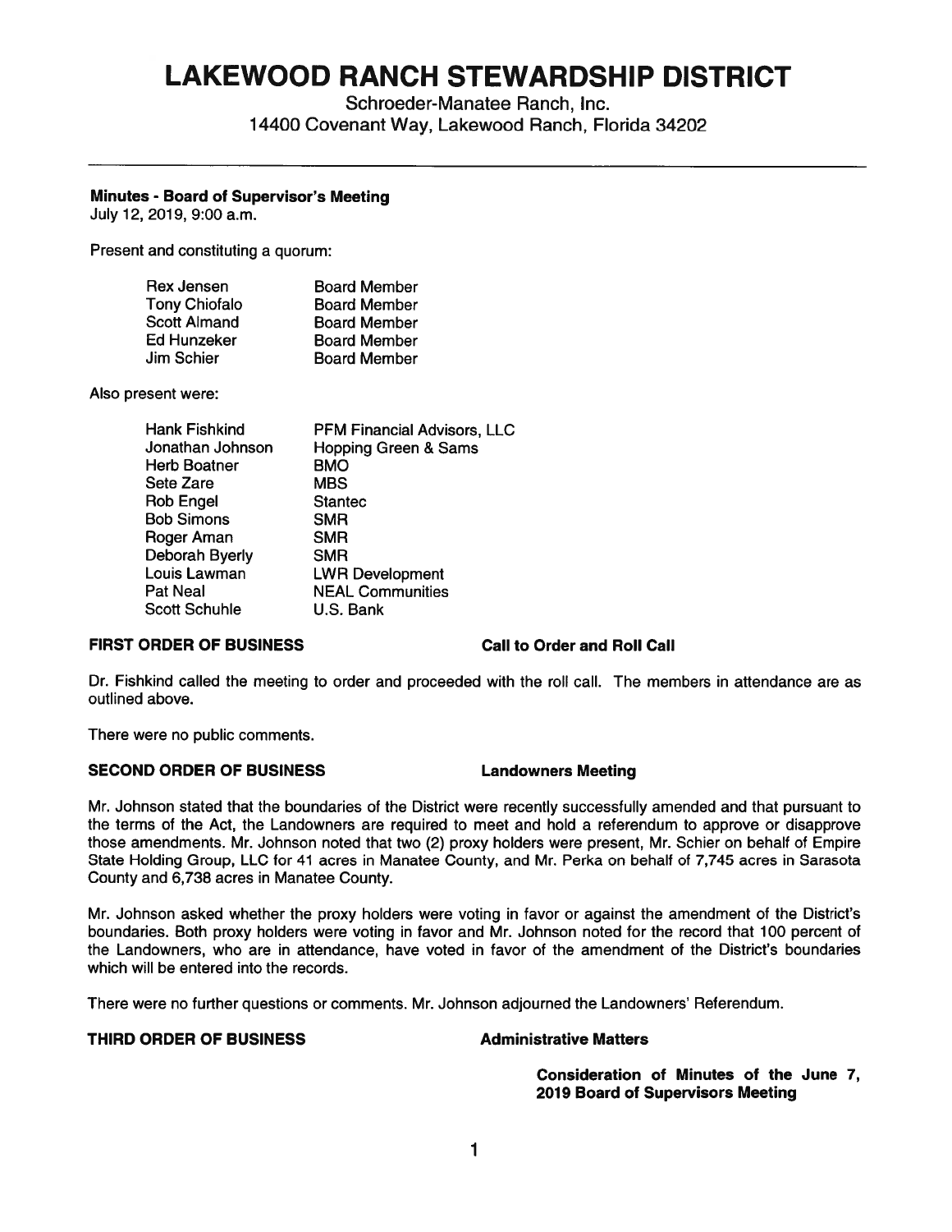# LAKEWOOD RANCH STEWARDSHIP DISTRICT

Schroeder-Manatee Ranch, Inc.
14400 Covenant Way, Lakewood Ranch, Florida 34202

---

**Minutes - Board of Supervisor's Meeting**
July 12, 2019, 9:00 a.m.

Present and constituting a quorum:

| | |
|---|---|
| Rex Jensen | Board Member |
| Tony Chiofalo | Board Member |
| Scott Almand | Board Member |
| Ed Hunzeker | Board Member |
| Jim Schier | Board Member |

Also present were:

| | |
|---|---|
| Hank Fishkind | PFM Financial Advisors, LLC |
| Jonathan Johnson | Hopping Green & Sams |
| Herb Boatner | BMO |
| Sete Zare | MBS |
| Rob Engel | Stantec |
| Bob Simons | SMR |
| Roger Aman | SMR |
| Deborah Byerly | SMR |
| Louis Lawman | LWR Development |
| Pat Neal | NEAL Communities |
| Scott Schuhle | U.S. Bank |

**FIRST ORDER OF BUSINESS** **Call to Order and Roll Call**

Dr. Fishkind called the meeting to order and proceeded with the roll call. The members in attendance are as outlined above.

There were no public comments.

**SECOND ORDER OF BUSINESS** **Landowners Meeting**

Mr. Johnson stated that the boundaries of the District were recently successfully amended and that pursuant to the terms of the Act, the Landowners are required to meet and hold a referendum to approve or disapprove those amendments. Mr. Johnson noted that two (2) proxy holders were present, Mr. Schier on behalf of Empire State Holding Group, LLC for 41 acres in Manatee County, and Mr. Perka on behalf of 7,745 acres in Sarasota County and 6,738 acres in Manatee County.

Mr. Johnson asked whether the proxy holders were voting in favor or against the amendment of the District's boundaries. Both proxy holders were voting in favor and Mr. Johnson noted for the record that 100 percent of the Landowners, who are in attendance, have voted in favor of the amendment of the District's boundaries which will be entered into the records.

There were no further questions or comments. Mr. Johnson adjourned the Landowners' Referendum.

**THIRD ORDER OF BUSINESS** **Administrative Matters**

**Consideration of Minutes of the June 7, 2019 Board of Supervisors Meeting**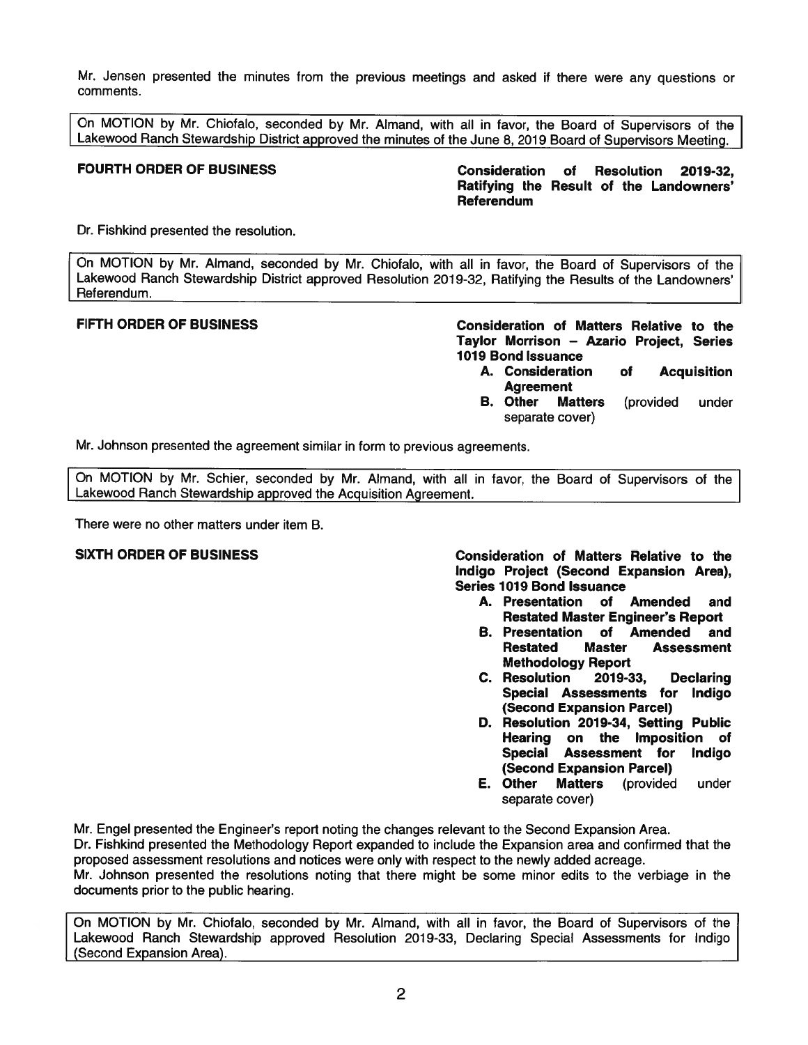Mr. Jensen presented the minutes from the previous meetings and asked if there were any questions or comments.

> On MOTION by Mr. Chiofalo, seconded by Mr. Almand, with all in favor, the Board of Supervisors of the Lakewood Ranch Stewardship District approved the minutes of the June 8, 2019 Board of Supervisors Meeting.

**FOURTH ORDER OF BUSINESS** — **Consideration of Resolution 2019-32, Ratifying the Result of the Landowners' Referendum**

Dr. Fishkind presented the resolution.

> On MOTION by Mr. Almand, seconded by Mr. Chiofalo, with all in favor, the Board of Supervisors of the Lakewood Ranch Stewardship District approved Resolution 2019-32, Ratifying the Results of the Landowners' Referendum.

**FIFTH ORDER OF BUSINESS** — **Consideration of Matters Relative to the Taylor Morrison – Azario Project, Series 1019 Bond Issuance**

- **A. Consideration of Acquisition Agreement**
- **B. Other Matters** (provided under separate cover)

Mr. Johnson presented the agreement similar in form to previous agreements.

> On MOTION by Mr. Schier, seconded by Mr. Almand, with all in favor, the Board of Supervisors of the Lakewood Ranch Stewardship approved the Acquisition Agreement.

There were no other matters under item B.

**SIXTH ORDER OF BUSINESS** — **Consideration of Matters Relative to the Indigo Project (Second Expansion Area), Series 1019 Bond Issuance**

- **A. Presentation of Amended and Restated Master Engineer's Report**
- **B. Presentation of Amended and Restated Master Assessment Methodology Report**
- **C. Resolution 2019-33, Declaring Special Assessments for Indigo (Second Expansion Parcel)**
- **D. Resolution 2019-34, Setting Public Hearing on the Imposition of Special Assessment for Indigo (Second Expansion Parcel)**
- **E. Other Matters** (provided under separate cover)

Mr. Engel presented the Engineer's report noting the changes relevant to the Second Expansion Area.
Dr. Fishkind presented the Methodology Report expanded to include the Expansion area and confirmed that the proposed assessment resolutions and notices were only with respect to the newly added acreage.
Mr. Johnson presented the resolutions noting that there might be some minor edits to the verbiage in the documents prior to the public hearing.

> On MOTION by Mr. Chiofalo, seconded by Mr. Almand, with all in favor, the Board of Supervisors of the Lakewood Ranch Stewardship approved Resolution 2019-33, Declaring Special Assessments for Indigo (Second Expansion Area).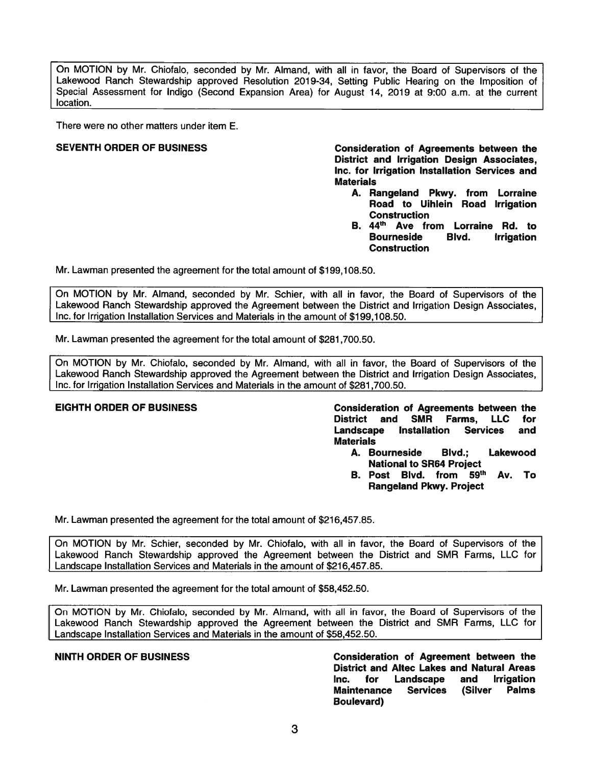On MOTION by Mr. Chiofalo, seconded by Mr. Almand, with all in favor, the Board of Supervisors of the Lakewood Ranch Stewardship approved Resolution 2019-34, Setting Public Hearing on the Imposition of Special Assessment for Indigo (Second Expansion Area) for August 14, 2019 at 9:00 a.m. at the current location.

There were no other matters under item E.

**SEVENTH ORDER OF BUSINESS** — **Consideration of Agreements between the District and Irrigation Design Associates, Inc. for Irrigation Installation Services and Materials**

- **A. Rangeland Pkwy. from Lorraine Road to Uihlein Road Irrigation Construction**
- **B. 44th Ave from Lorraine Rd. to Bourneside Blvd. Irrigation Construction**

Mr. Lawman presented the agreement for the total amount of $199,108.50.

On MOTION by Mr. Almand, seconded by Mr. Schier, with all in favor, the Board of Supervisors of the Lakewood Ranch Stewardship approved the Agreement between the District and Irrigation Design Associates, Inc. for Irrigation Installation Services and Materials in the amount of $199,108.50.

Mr. Lawman presented the agreement for the total amount of $281,700.50.

On MOTION by Mr. Chiofalo, seconded by Mr. Almand, with all in favor, the Board of Supervisors of the Lakewood Ranch Stewardship approved the Agreement between the District and Irrigation Design Associates, Inc. for Irrigation Installation Services and Materials in the amount of $281,700.50.

**EIGHTH ORDER OF BUSINESS** — **Consideration of Agreements between the District and SMR Farms, LLC for Landscape Installation Services and Materials**

- **A. Bourneside Blvd.; Lakewood National to SR64 Project**
- **B. Post Blvd. from 59th Av. To Rangeland Pkwy. Project**

Mr. Lawman presented the agreement for the total amount of $216,457.85.

On MOTION by Mr. Schier, seconded by Mr. Chiofalo, with all in favor, the Board of Supervisors of the Lakewood Ranch Stewardship approved the Agreement between the District and SMR Farms, LLC for Landscape Installation Services and Materials in the amount of $216,457.85.

Mr. Lawman presented the agreement for the total amount of $58,452.50.

On MOTION by Mr. Chiofalo, seconded by Mr. Almand, with all in favor, the Board of Supervisors of the Lakewood Ranch Stewardship approved the Agreement between the District and SMR Farms, LLC for Landscape Installation Services and Materials in the amount of $58,452.50.

**NINTH ORDER OF BUSINESS** — **Consideration of Agreement between the District and Altec Lakes and Natural Areas Inc. for Landscape and Irrigation Maintenance Services (Silver Palms Boulevard)**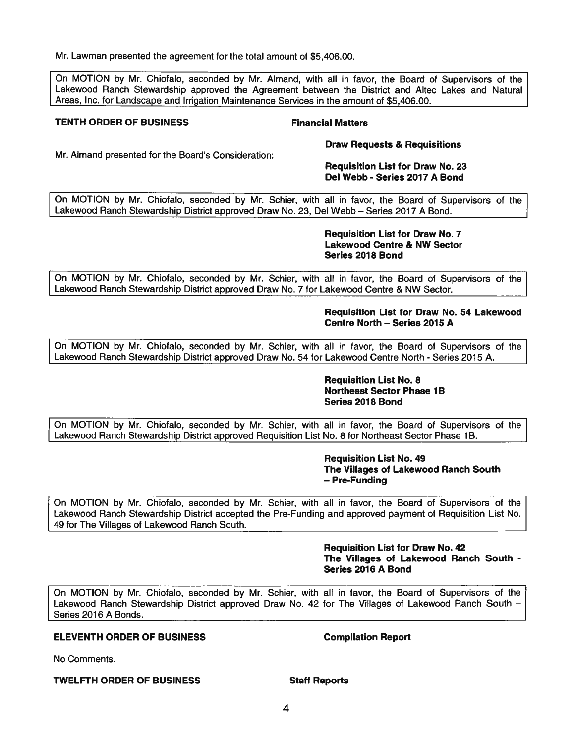Mr. Lawman presented the agreement for the total amount of $5,406.00.

On MOTION by Mr. Chiofalo, seconded by Mr. Almand, with all in favor, the Board of Supervisors of the Lakewood Ranch Stewardship approved the Agreement between the District and Altec Lakes and Natural Areas, Inc. for Landscape and Irrigation Maintenance Services in the amount of $5,406.00.

**TENTH ORDER OF BUSINESS** **Financial Matters**

**Draw Requests & Requisitions**

Mr. Almand presented for the Board's Consideration:

**Requisition List for Draw No. 23**
**Del Webb - Series 2017 A Bond**

On MOTION by Mr. Chiofalo, seconded by Mr. Schier, with all in favor, the Board of Supervisors of the Lakewood Ranch Stewardship District approved Draw No. 23, Del Webb – Series 2017 A Bond.

**Requisition List for Draw No. 7**
**Lakewood Centre & NW Sector**
**Series 2018 Bond**

On MOTION by Mr. Chiofalo, seconded by Mr. Schier, with all in favor, the Board of Supervisors of the Lakewood Ranch Stewardship District approved Draw No. 7 for Lakewood Centre & NW Sector.

**Requisition List for Draw No. 54 Lakewood Centre North – Series 2015 A**

On MOTION by Mr. Chiofalo, seconded by Mr. Schier, with all in favor, the Board of Supervisors of the Lakewood Ranch Stewardship District approved Draw No. 54 for Lakewood Centre North - Series 2015 A.

**Requisition List No. 8**
**Northeast Sector Phase 1B**
**Series 2018 Bond**

On MOTION by Mr. Chiofalo, seconded by Mr. Schier, with all in favor, the Board of Supervisors of the Lakewood Ranch Stewardship District approved Requisition List No. 8 for Northeast Sector Phase 1B.

**Requisition List No. 49**
**The Villages of Lakewood Ranch South – Pre-Funding**

On MOTION by Mr. Chiofalo, seconded by Mr. Schier, with all in favor, the Board of Supervisors of the Lakewood Ranch Stewardship District accepted the Pre-Funding and approved payment of Requisition List No. 49 for The Villages of Lakewood Ranch South.

**Requisition List for Draw No. 42**
**The Villages of Lakewood Ranch South - Series 2016 A Bond**

On MOTION by Mr. Chiofalo, seconded by Mr. Schier, with all in favor, the Board of Supervisors of the Lakewood Ranch Stewardship District approved Draw No. 42 for The Villages of Lakewood Ranch South – Series 2016 A Bonds.

**ELEVENTH ORDER OF BUSINESS** **Compilation Report**

No Comments.

**TWELFTH ORDER OF BUSINESS** **Staff Reports**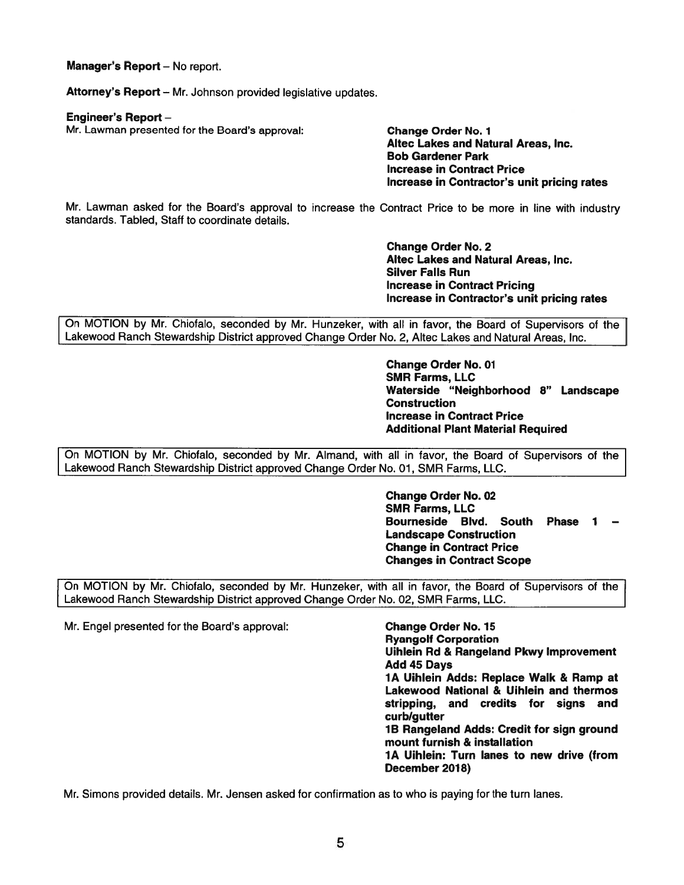**Manager's Report** – No report.

**Attorney's Report** – Mr. Johnson provided legislative updates.

**Engineer's Report** –

Mr. Lawman presented for the Board's approval:

**Change Order No. 1**
**Altec Lakes and Natural Areas, Inc.**
**Bob Gardener Park**
**Increase in Contract Price**
**Increase in Contractor's unit pricing rates**

Mr. Lawman asked for the Board's approval to increase the Contract Price to be more in line with industry standards. Tabled, Staff to coordinate details.

**Change Order No. 2**
**Altec Lakes and Natural Areas, Inc.**
**Silver Falls Run**
**Increase in Contract Pricing**
**Increase in Contractor's unit pricing rates**

On MOTION by Mr. Chiofalo, seconded by Mr. Hunzeker, with all in favor, the Board of Supervisors of the Lakewood Ranch Stewardship District approved Change Order No. 2, Altec Lakes and Natural Areas, Inc.

**Change Order No. 01**
**SMR Farms, LLC**
**Waterside "Neighborhood 8" Landscape Construction**
**Increase in Contract Price**
**Additional Plant Material Required**

On MOTION by Mr. Chiofalo, seconded by Mr. Almand, with all in favor, the Board of Supervisors of the Lakewood Ranch Stewardship District approved Change Order No. 01, SMR Farms, LLC.

**Change Order No. 02**
**SMR Farms, LLC**
**Bourneside Blvd. South Phase 1 – Landscape Construction**
**Change in Contract Price**
**Changes in Contract Scope**

On MOTION by Mr. Chiofalo, seconded by Mr. Hunzeker, with all in favor, the Board of Supervisors of the Lakewood Ranch Stewardship District approved Change Order No. 02, SMR Farms, LLC.

Mr. Engel presented for the Board's approval:

**Change Order No. 15**
**Ryangolf Corporation**
**Uihlein Rd & Rangeland Pkwy Improvement**
**Add 45 Days**
**1A Uihlein Adds: Replace Walk & Ramp at Lakewood National & Uihlein and thermos stripping, and credits for signs and curb/gutter**
**1B Rangeland Adds: Credit for sign ground mount furnish & installation**
**1A Uihlein: Turn lanes to new drive (from December 2018)**

Mr. Simons provided details. Mr. Jensen asked for confirmation as to who is paying for the turn lanes.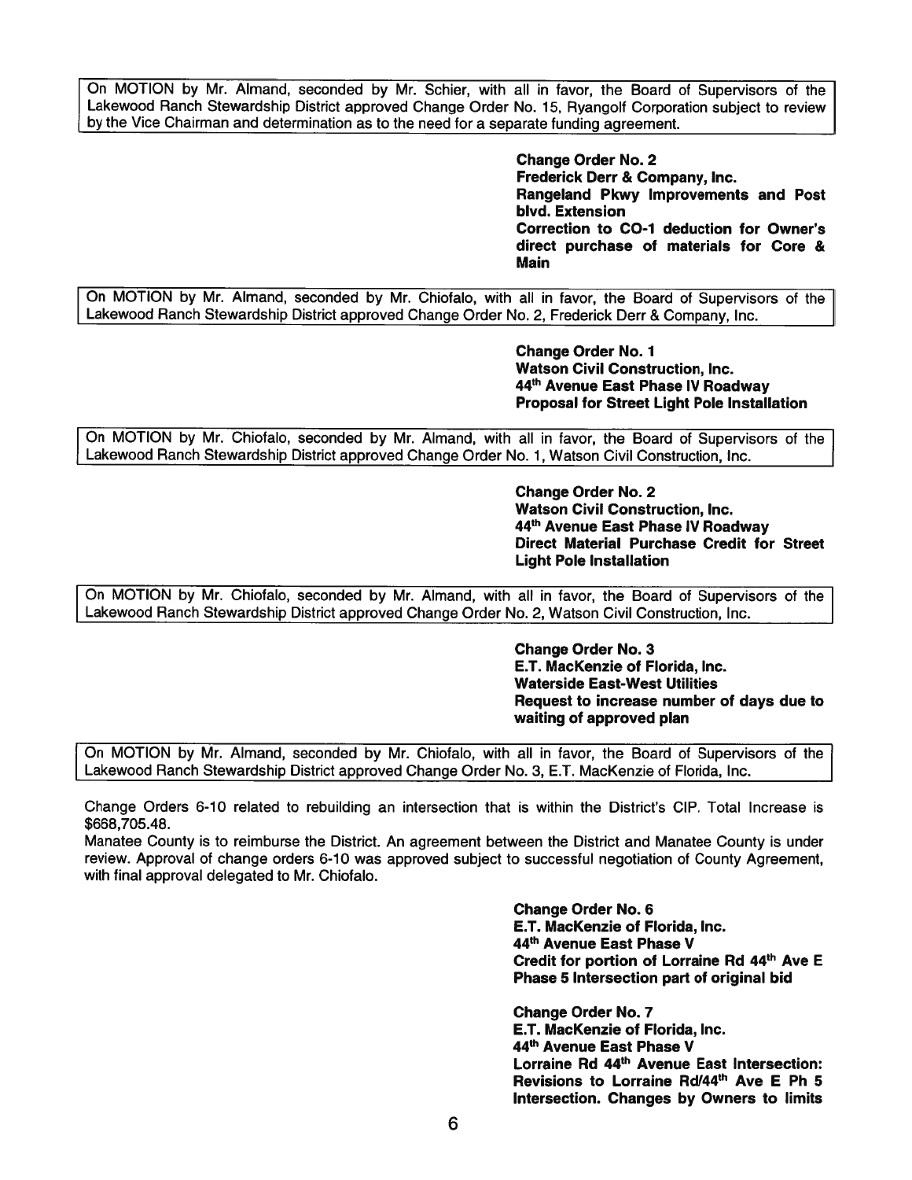> On MOTION by Mr. Almand, seconded by Mr. Schier, with all in favor, the Board of Supervisors of the Lakewood Ranch Stewardship District approved Change Order No. 15, Ryangolf Corporation subject to review by the Vice Chairman and determination as to the need for a separate funding agreement.

**Change Order No. 2**
**Frederick Derr & Company, Inc.**
**Rangeland Pkwy Improvements and Post blvd. Extension**
**Correction to CO-1 deduction for Owner's direct purchase of materials for Core & Main**

> On MOTION by Mr. Almand, seconded by Mr. Chiofalo, with all in favor, the Board of Supervisors of the Lakewood Ranch Stewardship District approved Change Order No. 2, Frederick Derr & Company, Inc.

**Change Order No. 1**
**Watson Civil Construction, Inc.**
**44th Avenue East Phase IV Roadway**
**Proposal for Street Light Pole Installation**

> On MOTION by Mr. Chiofalo, seconded by Mr. Almand, with all in favor, the Board of Supervisors of the Lakewood Ranch Stewardship District approved Change Order No. 1, Watson Civil Construction, Inc.

**Change Order No. 2**
**Watson Civil Construction, Inc.**
**44th Avenue East Phase IV Roadway**
**Direct Material Purchase Credit for Street Light Pole Installation**

> On MOTION by Mr. Chiofalo, seconded by Mr. Almand, with all in favor, the Board of Supervisors of the Lakewood Ranch Stewardship District approved Change Order No. 2, Watson Civil Construction, Inc.

**Change Order No. 3**
**E.T. MacKenzie of Florida, Inc.**
**Waterside East-West Utilities**
**Request to increase number of days due to waiting of approved plan**

> On MOTION by Mr. Almand, seconded by Mr. Chiofalo, with all in favor, the Board of Supervisors of the Lakewood Ranch Stewardship District approved Change Order No. 3, E.T. MacKenzie of Florida, Inc.

Change Orders 6-10 related to rebuilding an intersection that is within the District's CIP. Total Increase is $668,705.48.
Manatee County is to reimburse the District. An agreement between the District and Manatee County is under review. Approval of change orders 6-10 was approved subject to successful negotiation of County Agreement, with final approval delegated to Mr. Chiofalo.

**Change Order No. 6**
**E.T. MacKenzie of Florida, Inc.**
**44th Avenue East Phase V**
**Credit for portion of Lorraine Rd 44th Ave E Phase 5 Intersection part of original bid**

**Change Order No. 7**
**E.T. MacKenzie of Florida, Inc.**
**44th Avenue East Phase V**
**Lorraine Rd 44th Avenue East Intersection: Revisions to Lorraine Rd/44th Ave E Ph 5 Intersection. Changes by Owners to limits**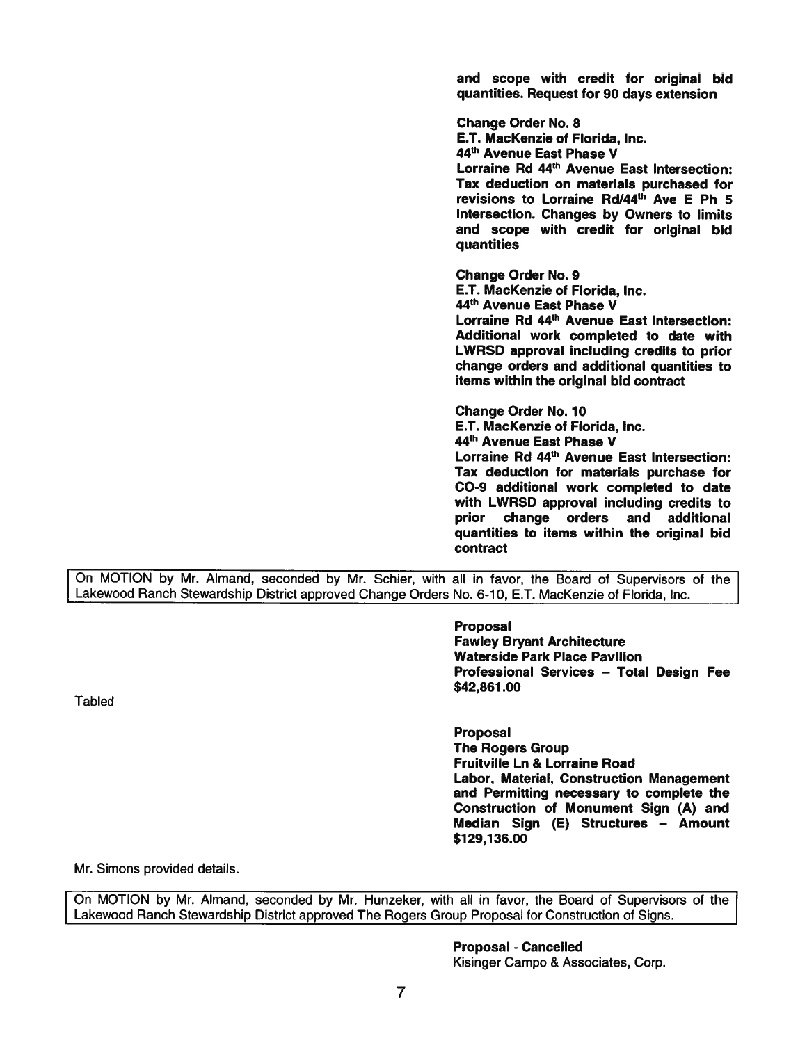**and scope with credit for original bid quantities. Request for 90 days extension**

**Change Order No. 8**
**E.T. MacKenzie of Florida, Inc.**
**44th Avenue East Phase V**
**Lorraine Rd 44th Avenue East Intersection: Tax deduction on materials purchased for revisions to Lorraine Rd/44th Ave E Ph 5 Intersection. Changes by Owners to limits and scope with credit for original bid quantities**

**Change Order No. 9**
**E.T. MacKenzie of Florida, Inc.**
**44th Avenue East Phase V**
**Lorraine Rd 44th Avenue East Intersection: Additional work completed to date with LWRSD approval including credits to prior change orders and additional quantities to items within the original bid contract**

**Change Order No. 10**
**E.T. MacKenzie of Florida, Inc.**
**44th Avenue East Phase V**
**Lorraine Rd 44th Avenue East Intersection: Tax deduction for materials purchase for CO-9 additional work completed to date with LWRSD approval including credits to prior change orders and additional quantities to items within the original bid contract**

On MOTION by Mr. Almand, seconded by Mr. Schier, with all in favor, the Board of Supervisors of the Lakewood Ranch Stewardship District approved Change Orders No. 6-10, E.T. MacKenzie of Florida, Inc.

**Proposal**
**Fawley Bryant Architecture**
**Waterside Park Place Pavilion**
**Professional Services – Total Design Fee $42,861.00**

Tabled

**Proposal**
**The Rogers Group**
**Fruitville Ln & Lorraine Road**
**Labor, Material, Construction Management and Permitting necessary to complete the Construction of Monument Sign (A) and Median Sign (E) Structures – Amount $129,136.00**

Mr. Simons provided details.

On MOTION by Mr. Almand, seconded by Mr. Hunzeker, with all in favor, the Board of Supervisors of the Lakewood Ranch Stewardship District approved The Rogers Group Proposal for Construction of Signs.

**Proposal - Cancelled**
Kisinger Campo & Associates, Corp.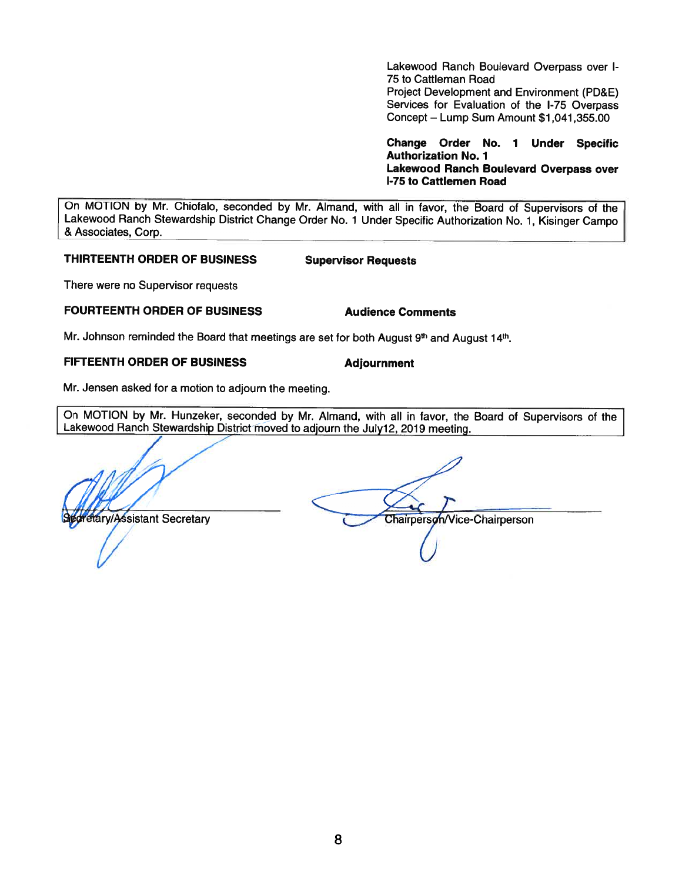Lakewood Ranch Boulevard Overpass over I-75 to Cattleman Road
Project Development and Environment (PD&E) Services for Evaluation of the I-75 Overpass Concept – Lump Sum Amount $1,041,355.00

**Change Order No. 1 Under Specific Authorization No. 1**
**Lakewood Ranch Boulevard Overpass over I-75 to Cattlemen Road**

> On MOTION by Mr. Chiofalo, seconded by Mr. Almand, with all in favor, the Board of Supervisors of the Lakewood Ranch Stewardship District Change Order No. 1 Under Specific Authorization No. 1, Kisinger Campo & Associates, Corp.

**THIRTEENTH ORDER OF BUSINESS** **Supervisor Requests**

There were no Supervisor requests

**FOURTEENTH ORDER OF BUSINESS** **Audience Comments**

Mr. Johnson reminded the Board that meetings are set for both August 9th and August 14th.

**FIFTEENTH ORDER OF BUSINESS** **Adjournment**

Mr. Jensen asked for a motion to adjourn the meeting.

> On MOTION by Mr. Hunzeker, seconded by Mr. Almand, with all in favor, the Board of Supervisors of the Lakewood Ranch Stewardship District moved to adjourn the July12, 2019 meeting.

Secretary/Assistant Secretary

Chairperson/Vice-Chairperson